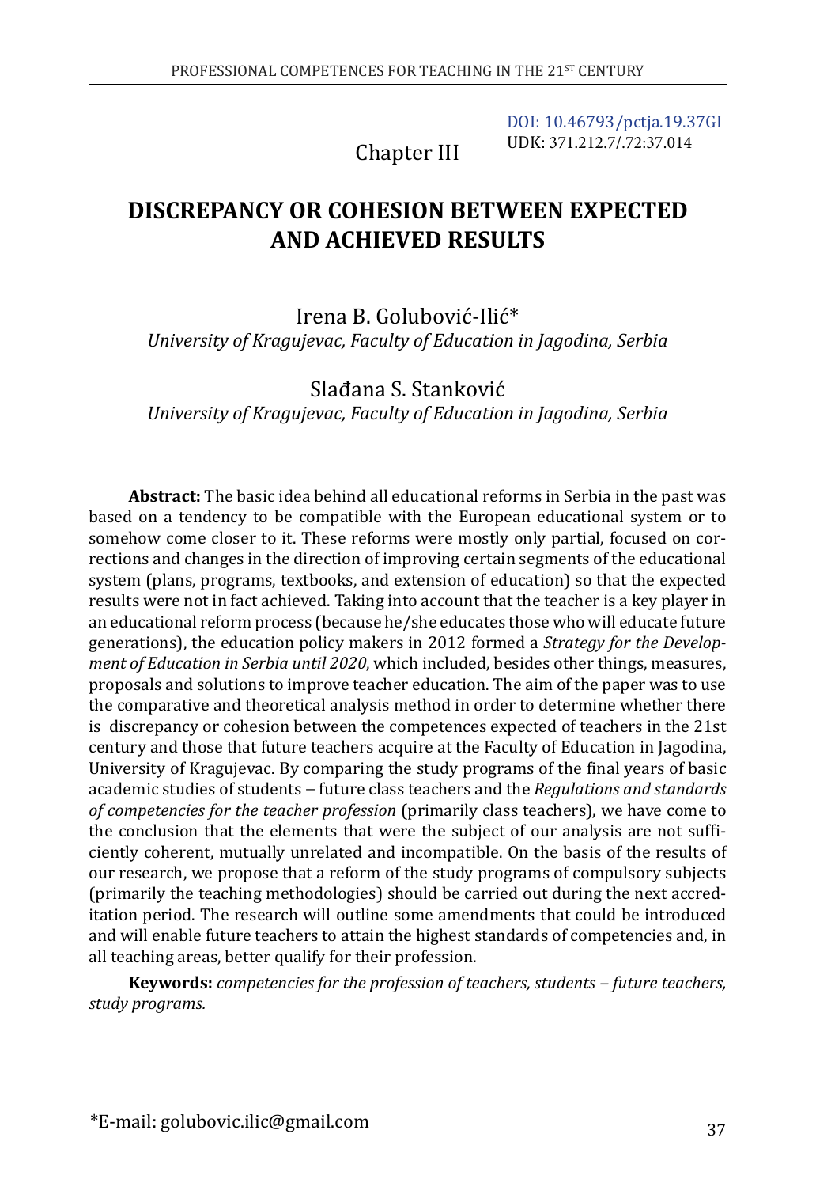DOI: 10.46793/pctja.19.37GI
UDK: 371.212.7/.72:37.014

Chapter III

# DISCREPANCY OR COHESION BETWEEN EXPECTED AND ACHIEVED RESULTS

Irena B. Golubović-Ilić*
*University of Kragujevac, Faculty of Education in Jagodina, Serbia*

Slađana S. Stanković
*University of Kragujevac, Faculty of Education in Jagodina, Serbia*

**Abstract:** The basic idea behind all educational reforms in Serbia in the past was based on a tendency to be compatible with the European educational system or to somehow come closer to it. These reforms were mostly only partial, focused on corrections and changes in the direction of improving certain segments of the educational system (plans, programs, textbooks, and extension of education) so that the expected results were not in fact achieved. Taking into account that the teacher is a key player in an educational reform process (because he/she educates those who will educate future generations), the education policy makers in 2012 formed a *Strategy for the Development of Education in Serbia until 2020*, which included, besides other things, measures, proposals and solutions to improve teacher education. The aim of the paper was to use the comparative and theoretical analysis method in order to determine whether there is discrepancy or cohesion between the competences expected of teachers in the 21st century and those that future teachers acquire at the Faculty of Education in Jagodina, University of Kragujevac. By comparing the study programs of the final years of basic academic studies of students – future class teachers and the *Regulations and standards of competencies for the teacher profession* (primarily class teachers), we have come to the conclusion that the elements that were the subject of our analysis are not sufficiently coherent, mutually unrelated and incompatible. On the basis of the results of our research, we propose that a reform of the study programs of compulsory subjects (primarily the teaching methodologies) should be carried out during the next accreditation period. The research will outline some amendments that could be introduced and will enable future teachers to attain the highest standards of competencies and, in all teaching areas, better qualify for their profession.

**Keywords:** *competencies for the profession of teachers, students – future teachers, study programs.*

*E-mail: golubovic.ilic@gmail.com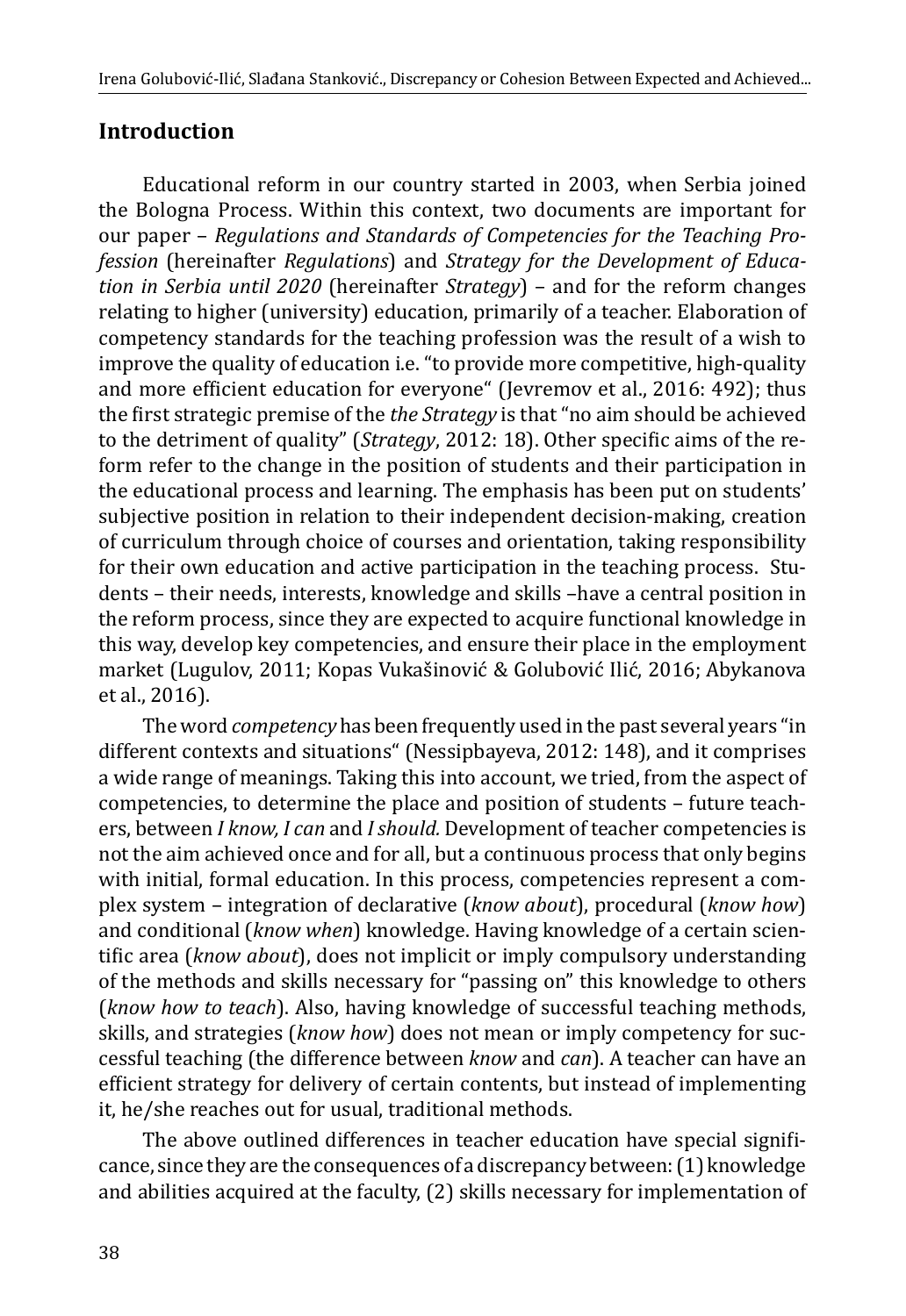## Introduction

Educational reform in our country started in 2003, when Serbia joined the Bologna Process. Within this context, two documents are important for our paper – *Regulations and Standards of Competencies for the Teaching Profession* (hereinafter *Regulations*) and *Strategy for the Development of Education in Serbia until 2020* (hereinafter *Strategy*) – and for the reform changes relating to higher (university) education, primarily of a teacher. Elaboration of competency standards for the teaching profession was the result of a wish to improve the quality of education i.e. "to provide more competitive, high-quality and more efficient education for everyone" (Jevremov et al., 2016: 492); thus the first strategic premise of the *the Strategy* is that "no aim should be achieved to the detriment of quality" (*Strategy*, 2012: 18). Other specific aims of the reform refer to the change in the position of students and their participation in the educational process and learning. The emphasis has been put on students' subjective position in relation to their independent decision-making, creation of curriculum through choice of courses and orientation, taking responsibility for their own education and active participation in the teaching process. Students – their needs, interests, knowledge and skills –have a central position in the reform process, since they are expected to acquire functional knowledge in this way, develop key competencies, and ensure their place in the employment market (Lugulov, 2011; Kopas Vukašinović & Golubović Ilić, 2016; Abykanova et al., 2016).

The word *competency* has been frequently used in the past several years "in different contexts and situations" (Nessipbayeva, 2012: 148), and it comprises a wide range of meanings. Taking this into account, we tried, from the aspect of competencies, to determine the place and position of students – future teachers, between *I know, I can* and *I should.* Development of teacher competencies is not the aim achieved once and for all, but a continuous process that only begins with initial, formal education. In this process, competencies represent a complex system – integration of declarative (*know about*), procedural (*know how*) and conditional (*know when*) knowledge. Having knowledge of a certain scientific area (*know about*), does not implicit or imply compulsory understanding of the methods and skills necessary for "passing on" this knowledge to others (*know how to teach*). Also, having knowledge of successful teaching methods, skills, and strategies (*know how*) does not mean or imply competency for successful teaching (the difference between *know* and *can*). A teacher can have an efficient strategy for delivery of certain contents, but instead of implementing it, he/she reaches out for usual, traditional methods.

The above outlined differences in teacher education have special significance, since they are the consequences of a discrepancy between: (1) knowledge and abilities acquired at the faculty, (2) skills necessary for implementation of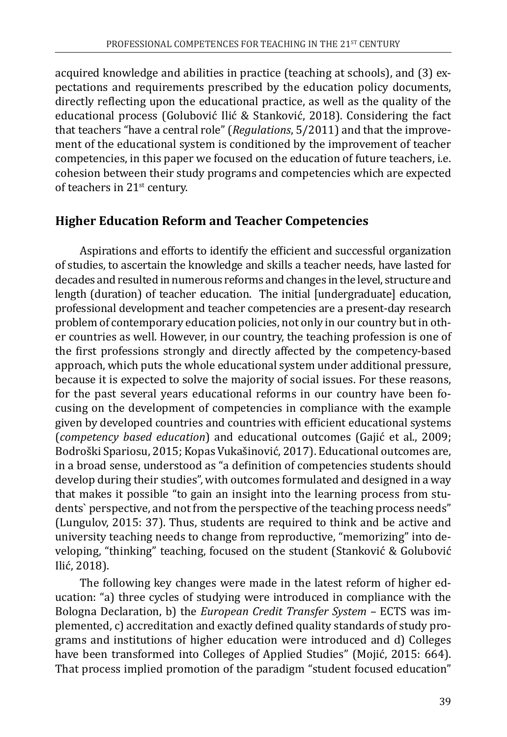acquired knowledge and abilities in practice (teaching at schools), and (3) expectations and requirements prescribed by the education policy documents, directly reflecting upon the educational practice, as well as the quality of the educational process (Golubović Ilić & Stanković, 2018). Considering the fact that teachers "have a central role" (*Regulations*, 5/2011) and that the improvement of the educational system is conditioned by the improvement of teacher competencies, in this paper we focused on the education of future teachers, i.e. cohesion between their study programs and competencies which are expected of teachers in 21st century.

## Higher Education Reform and Teacher Competencies

Aspirations and efforts to identify the efficient and successful organization of studies, to ascertain the knowledge and skills a teacher needs, have lasted for decades and resulted in numerous reforms and changes in the level, structure and length (duration) of teacher education. The initial [undergraduate] education, professional development and teacher competencies are a present-day research problem of contemporary education policies, not only in our country but in other countries as well. However, in our country, the teaching profession is one of the first professions strongly and directly affected by the competency-based approach, which puts the whole educational system under additional pressure, because it is expected to solve the majority of social issues. For these reasons, for the past several years educational reforms in our country have been focusing on the development of competencies in compliance with the example given by developed countries and countries with efficient educational systems (*competency based education*) and educational outcomes (Gajić et al., 2009; Bodroški Spariosu, 2015; Kopas Vukašinović, 2017). Educational outcomes are, in a broad sense, understood as "a definition of competencies students should develop during their studies", with outcomes formulated and designed in a way that makes it possible "to gain an insight into the learning process from students` perspective, and not from the perspective of the teaching process needs" (Lungulov, 2015: 37). Thus, students are required to think and be active and university teaching needs to change from reproductive, "memorizing" into developing, "thinking" teaching, focused on the student (Stanković & Golubović Ilić, 2018).

The following key changes were made in the latest reform of higher education: "a) three cycles of studying were introduced in compliance with the Bologna Declaration, b) the *European Credit Transfer System* – ECTS was implemented, c) accreditation and exactly defined quality standards of study programs and institutions of higher education were introduced and d) Colleges have been transformed into Colleges of Applied Studies" (Mojić, 2015: 664). That process implied promotion of the paradigm "student focused education"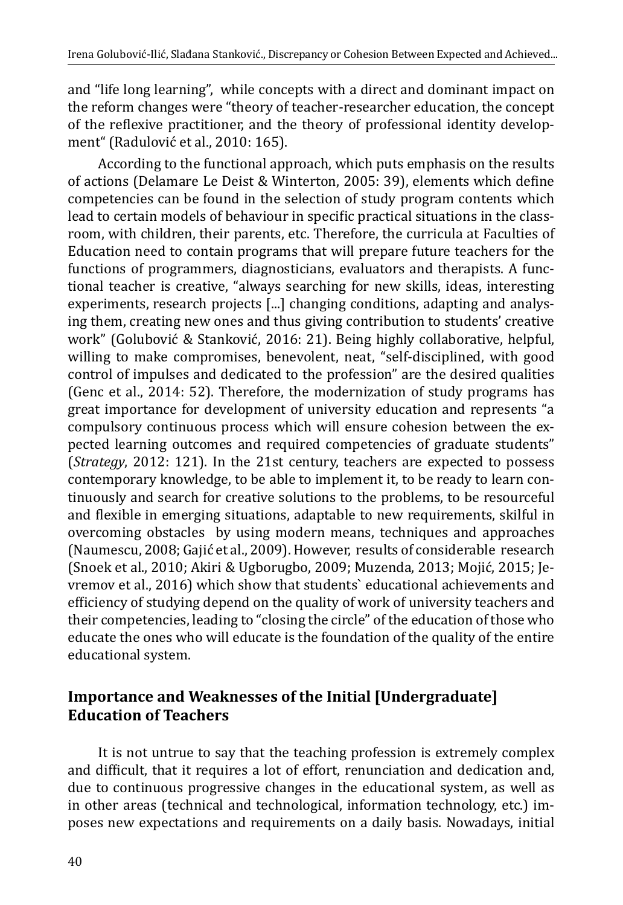and "life long learning", while concepts with a direct and dominant impact on the reform changes were "theory of teacher-researcher education, the concept of the reflexive practitioner, and the theory of professional identity development" (Radulović et al., 2010: 165).

According to the functional approach, which puts emphasis on the results of actions (Delamare Le Deist & Winterton, 2005: 39), elements which define competencies can be found in the selection of study program contents which lead to certain models of behaviour in specific practical situations in the classroom, with children, their parents, etc. Therefore, the curricula at Faculties of Education need to contain programs that will prepare future teachers for the functions of programmers, diagnosticians, evaluators and therapists. A functional teacher is creative, "always searching for new skills, ideas, interesting experiments, research projects [...] changing conditions, adapting and analysing them, creating new ones and thus giving contribution to students' creative work" (Golubović & Stanković, 2016: 21). Being highly collaborative, helpful, willing to make compromises, benevolent, neat, "self-disciplined, with good control of impulses and dedicated to the profession" are the desired qualities (Genc et al., 2014: 52). Therefore, the modernization of study programs has great importance for development of university education and represents "a compulsory continuous process which will ensure cohesion between the expected learning outcomes and required competencies of graduate students" (*Strategy*, 2012: 121). In the 21st century, teachers are expected to possess contemporary knowledge, to be able to implement it, to be ready to learn continuously and search for creative solutions to the problems, to be resourceful and flexible in emerging situations, adaptable to new requirements, skilful in overcoming obstacles by using modern means, techniques and approaches (Naumescu, 2008; Gajić et al., 2009). However, results of considerable research (Snoek et al., 2010; Akiri & Ugborugbo, 2009; Muzenda, 2013; Mojić, 2015; Jevremov et al., 2016) which show that students` educational achievements and efficiency of studying depend on the quality of work of university teachers and their competencies, leading to "closing the circle" of the education of those who educate the ones who will educate is the foundation of the quality of the entire educational system.

## Importance and Weaknesses of the Initial [Undergraduate] Education of Teachers

It is not untrue to say that the teaching profession is extremely complex and difficult, that it requires a lot of effort, renunciation and dedication and, due to continuous progressive changes in the educational system, as well as in other areas (technical and technological, information technology, etc.) imposes new expectations and requirements on a daily basis. Nowadays, initial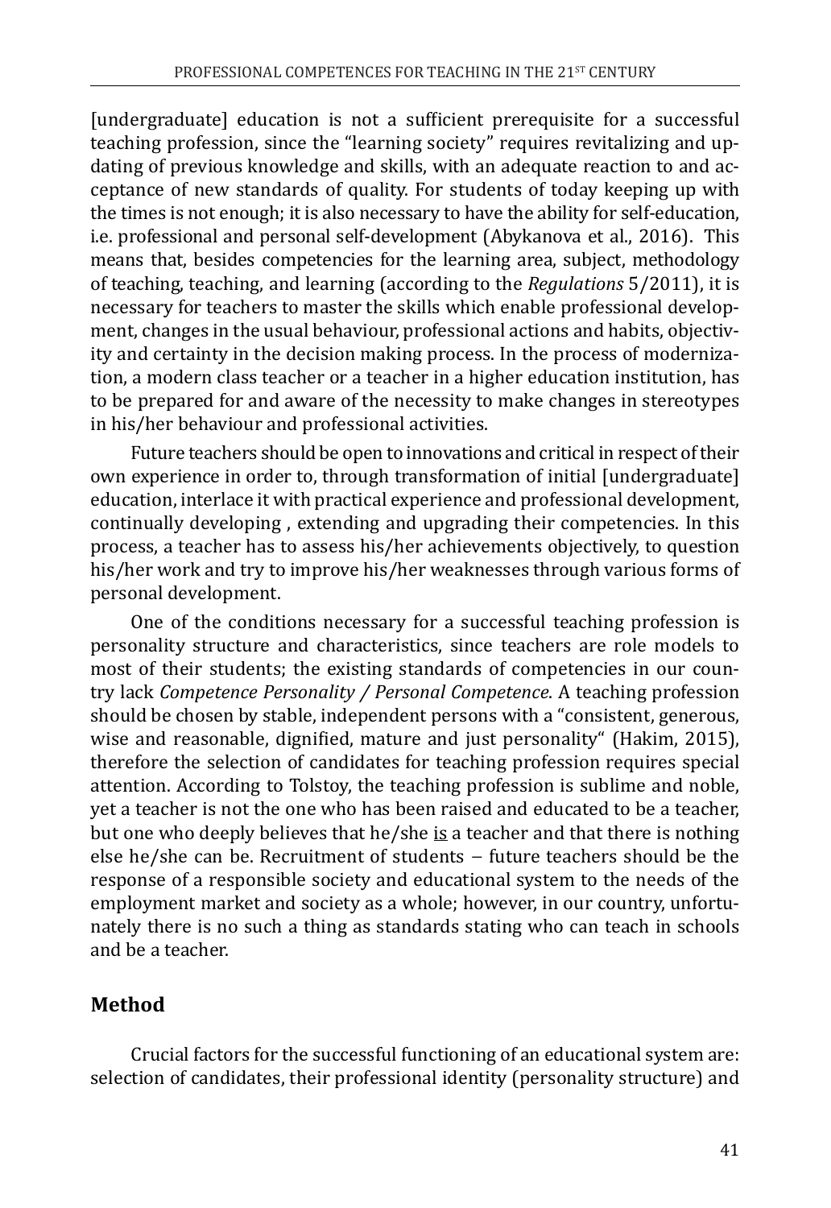[undergraduate] education is not a sufficient prerequisite for a successful teaching profession, since the "learning society" requires revitalizing and updating of previous knowledge and skills, with an adequate reaction to and acceptance of new standards of quality. For students of today keeping up with the times is not enough; it is also necessary to have the ability for self-education, i.e. professional and personal self-development (Abykanova et al., 2016). This means that, besides competencies for the learning area, subject, methodology of teaching, teaching, and learning (according to the *Regulations* 5/2011), it is necessary for teachers to master the skills which enable professional development, changes in the usual behaviour, professional actions and habits, objectivity and certainty in the decision making process. In the process of modernization, a modern class teacher or a teacher in a higher education institution, has to be prepared for and aware of the necessity to make changes in stereotypes in his/her behaviour and professional activities.

Future teachers should be open to innovations and critical in respect of their own experience in order to, through transformation of initial [undergraduate] education, interlace it with practical experience and professional development, continually developing , extending and upgrading their competencies. In this process, a teacher has to assess his/her achievements objectively, to question his/her work and try to improve his/her weaknesses through various forms of personal development.

One of the conditions necessary for a successful teaching profession is personality structure and characteristics, since teachers are role models to most of their students; the existing standards of competencies in our country lack *Competence Personality / Personal Competence*. A teaching profession should be chosen by stable, independent persons with a "consistent, generous, wise and reasonable, dignified, mature and just personality" (Hakim, 2015), therefore the selection of candidates for teaching profession requires special attention. According to Tolstoy, the teaching profession is sublime and noble, yet a teacher is not the one who has been raised and educated to be a teacher, but one who deeply believes that he/she <u>is</u> a teacher and that there is nothing else he/she can be. Recruitment of students – future teachers should be the response of a responsible society and educational system to the needs of the employment market and society as a whole; however, in our country, unfortunately there is no such a thing as standards stating who can teach in schools and be a teacher.

## Method

Crucial factors for the successful functioning of an educational system are: selection of candidates, their professional identity (personality structure) and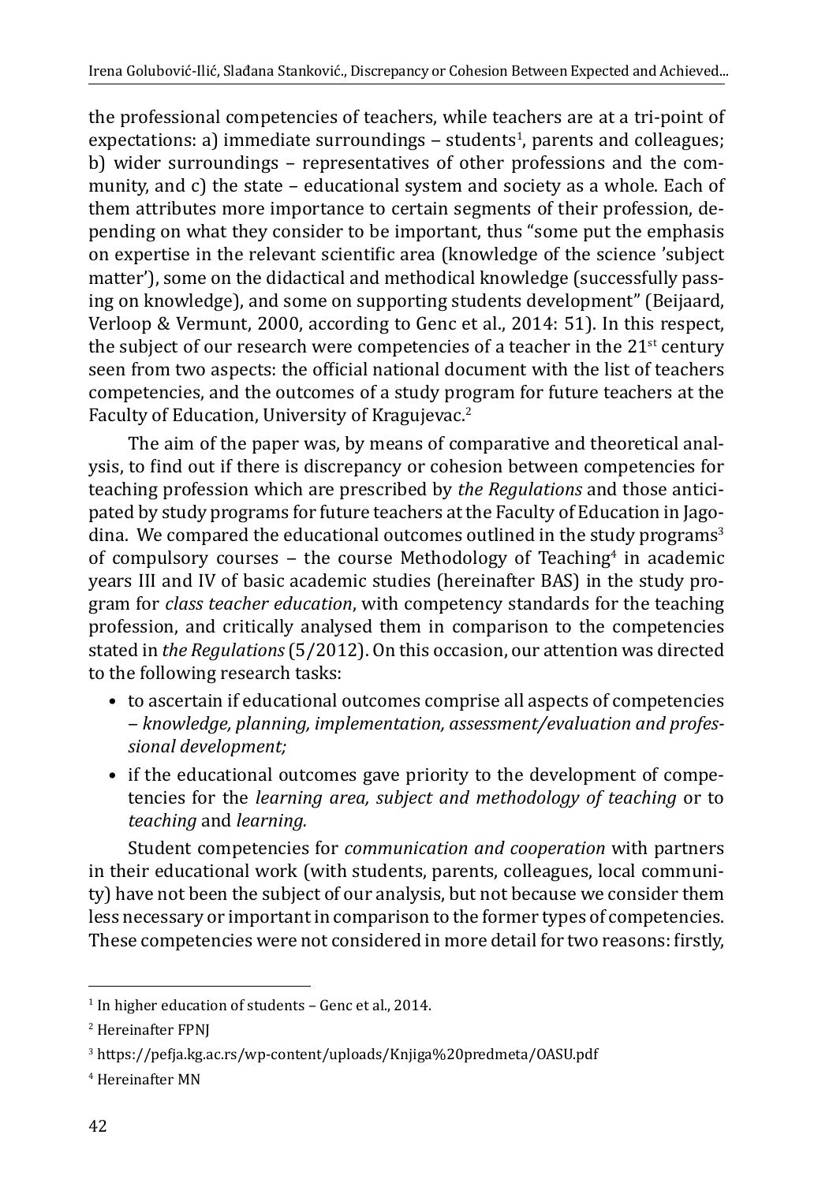the professional competencies of teachers, while teachers are at a tri-point of expectations: a) immediate surroundings – students[1], parents and colleagues; b) wider surroundings – representatives of other professions and the community, and c) the state – educational system and society as a whole. Each of them attributes more importance to certain segments of their profession, depending on what they consider to be important, thus "some put the emphasis on expertise in the relevant scientific area (knowledge of the science 'subject matter'), some on the didactical and methodical knowledge (successfully passing on knowledge), and some on supporting students development" (Beijaard, Verloop & Vermunt, 2000, according to Genc et al., 2014: 51). In this respect, the subject of our research were competencies of a teacher in the 21st century seen from two aspects: the official national document with the list of teachers competencies, and the outcomes of a study program for future teachers at the Faculty of Education, University of Kragujevac.[2]

The aim of the paper was, by means of comparative and theoretical analysis, to find out if there is discrepancy or cohesion between competencies for teaching profession which are prescribed by *the Regulations* and those anticipated by study programs for future teachers at the Faculty of Education in Jagodina. We compared the educational outcomes outlined in the study programs[3] of compulsory courses – the course Methodology of Teaching[4] in academic years III and IV of basic academic studies (hereinafter BAS) in the study program for *class teacher education*, with competency standards for the teaching profession, and critically analysed them in comparison to the competencies stated in *the Regulations* (5/2012). On this occasion, our attention was directed to the following research tasks:

- to ascertain if educational outcomes comprise all aspects of competencies – *knowledge, planning, implementation, assessment/evaluation and professional development;*
- if the educational outcomes gave priority to the development of competencies for the *learning area, subject and methodology of teaching* or to *teaching* and *learning.*

Student competencies for *communication and cooperation* with partners in their educational work (with students, parents, colleagues, local community) have not been the subject of our analysis, but not because we consider them less necessary or important in comparison to the former types of competencies. These competencies were not considered in more detail for two reasons: firstly,

---

[1] In higher education of students – Genc et al., 2014.

[2] Hereinafter FPNJ

[3] https://pefja.kg.ac.rs/wp-content/uploads/Knjiga%20predmeta/OASU.pdf

[4] Hereinafter MN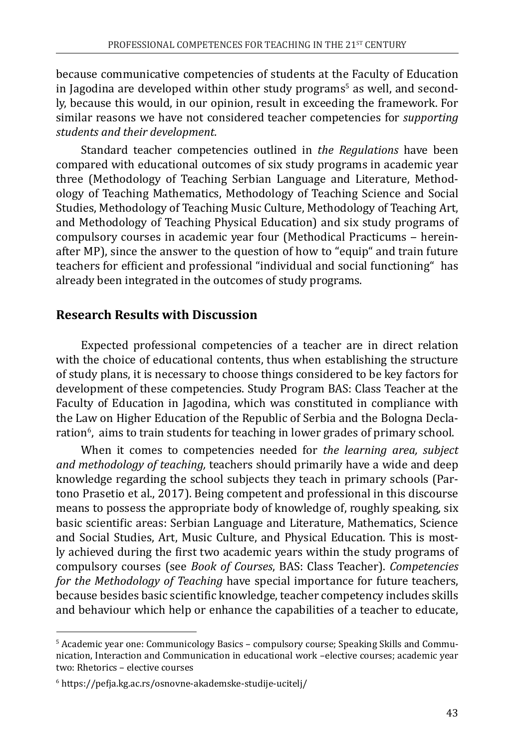because communicative competencies of students at the Faculty of Education in Jagodina are developed within other study programs[5] as well, and secondly, because this would, in our opinion, result in exceeding the framework. For similar reasons we have not considered teacher competencies for *supporting students and their development.*

Standard teacher competencies outlined in *the Regulations* have been compared with educational outcomes of six study programs in academic year three (Methodology of Teaching Serbian Language and Literature, Methodology of Teaching Mathematics, Methodology of Teaching Science and Social Studies, Methodology of Teaching Music Culture, Methodology of Teaching Art, and Methodology of Teaching Physical Education) and six study programs of compulsory courses in academic year four (Methodical Practicums – hereinafter MP), since the answer to the question of how to "equip" and train future teachers for efficient and professional "individual and social functioning" has already been integrated in the outcomes of study programs.

## Research Results with Discussion

Expected professional competencies of a teacher are in direct relation with the choice of educational contents, thus when establishing the structure of study plans, it is necessary to choose things considered to be key factors for development of these competencies. Study Program BAS: Class Teacher at the Faculty of Education in Jagodina, which was constituted in compliance with the Law on Higher Education of the Republic of Serbia and the Bologna Declaration[6], aims to train students for teaching in lower grades of primary school.

When it comes to competencies needed for *the learning area, subject and methodology of teaching,* teachers should primarily have a wide and deep knowledge regarding the school subjects they teach in primary schools (Partono Prasetio et al., 2017). Being competent and professional in this discourse means to possess the appropriate body of knowledge of, roughly speaking, six basic scientific areas: Serbian Language and Literature, Mathematics, Science and Social Studies, Art, Music Culture, and Physical Education. This is mostly achieved during the first two academic years within the study programs of compulsory courses (see *Book of Courses*, BAS: Class Teacher). *Competencies for the Methodology of Teaching* have special importance for future teachers, because besides basic scientific knowledge, teacher competency includes skills and behaviour which help or enhance the capabilities of a teacher to educate,

---

[5] Academic year one: Communicology Basics – compulsory course; Speaking Skills and Communication, Interaction and Communication in educational work –elective courses; academic year two: Rhetorics – elective courses

[6] https://pefja.kg.ac.rs/osnovne-akademske-studije-ucitelj/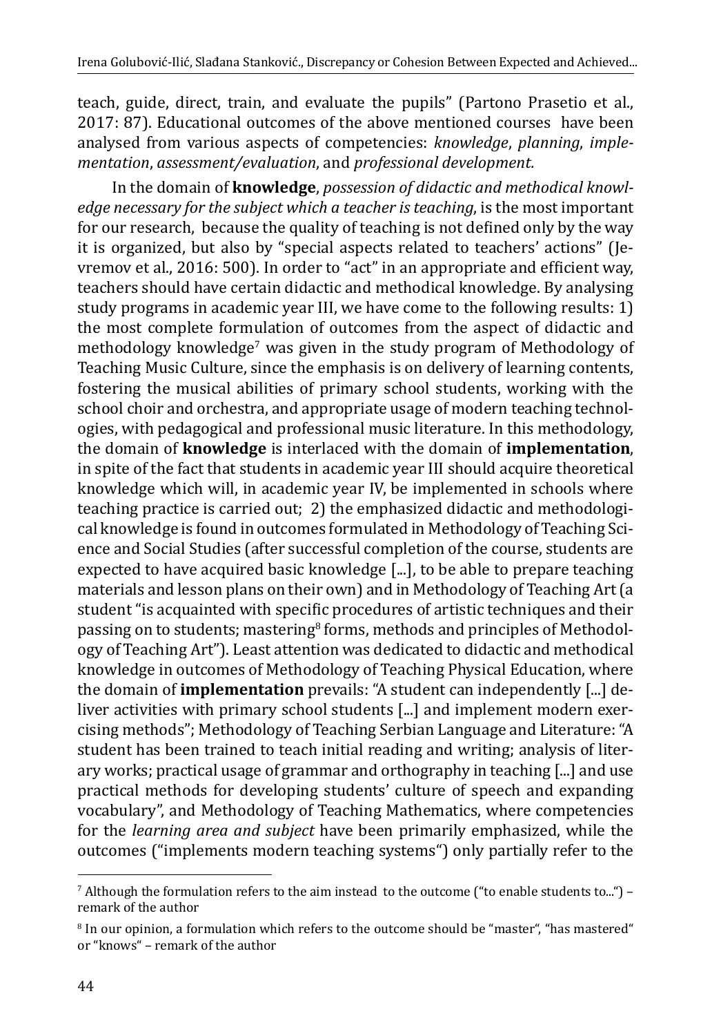teach, guide, direct, train, and evaluate the pupils" (Partono Prasetio et al., 2017: 87). Educational outcomes of the above mentioned courses have been analysed from various aspects of competencies: *knowledge*, *planning*, *implementation*, *assessment/evaluation*, and *professional development.*

In the domain of **knowledge**, *possession of didactic and methodical knowledge necessary for the subject which a teacher is teaching*, is the most important for our research, because the quality of teaching is not defined only by the way it is organized, but also by "special aspects related to teachers' actions" (Jevremov et al., 2016: 500). In order to "act" in an appropriate and efficient way, teachers should have certain didactic and methodical knowledge. By analysing study programs in academic year III, we have come to the following results: 1) the most complete formulation of outcomes from the aspect of didactic and methodology knowledge[7] was given in the study program of Methodology of Teaching Music Culture, since the emphasis is on delivery of learning contents, fostering the musical abilities of primary school students, working with the school choir and orchestra, and appropriate usage of modern teaching technologies, with pedagogical and professional music literature. In this methodology, the domain of **knowledge** is interlaced with the domain of **implementation**, in spite of the fact that students in academic year III should acquire theoretical knowledge which will, in academic year IV, be implemented in schools where teaching practice is carried out; 2) the emphasized didactic and methodological knowledge is found in outcomes formulated in Methodology of Teaching Science and Social Studies (after successful completion of the course, students are expected to have acquired basic knowledge [...], to be able to prepare teaching materials and lesson plans on their own) and in Methodology of Teaching Art (a student "is acquainted with specific procedures of artistic techniques and their passing on to students; mastering[8] forms, methods and principles of Methodology of Teaching Art"). Least attention was dedicated to didactic and methodical knowledge in outcomes of Methodology of Teaching Physical Education, where the domain of **implementation** prevails: "A student can independently [...] deliver activities with primary school students [...] and implement modern exercising methods"; Methodology of Teaching Serbian Language and Literature: "A student has been trained to teach initial reading and writing; analysis of literary works; practical usage of grammar and orthography in teaching [...] and use practical methods for developing students' culture of speech and expanding vocabulary", and Methodology of Teaching Mathematics, where competencies for the *learning area and subject* have been primarily emphasized, while the outcomes ("implements modern teaching systems") only partially refer to the

[7] Although the formulation refers to the aim instead to the outcome ("to enable students to...") – remark of the author

[8] In our opinion, a formulation which refers to the outcome should be "master", "has mastered" or "knows" – remark of the author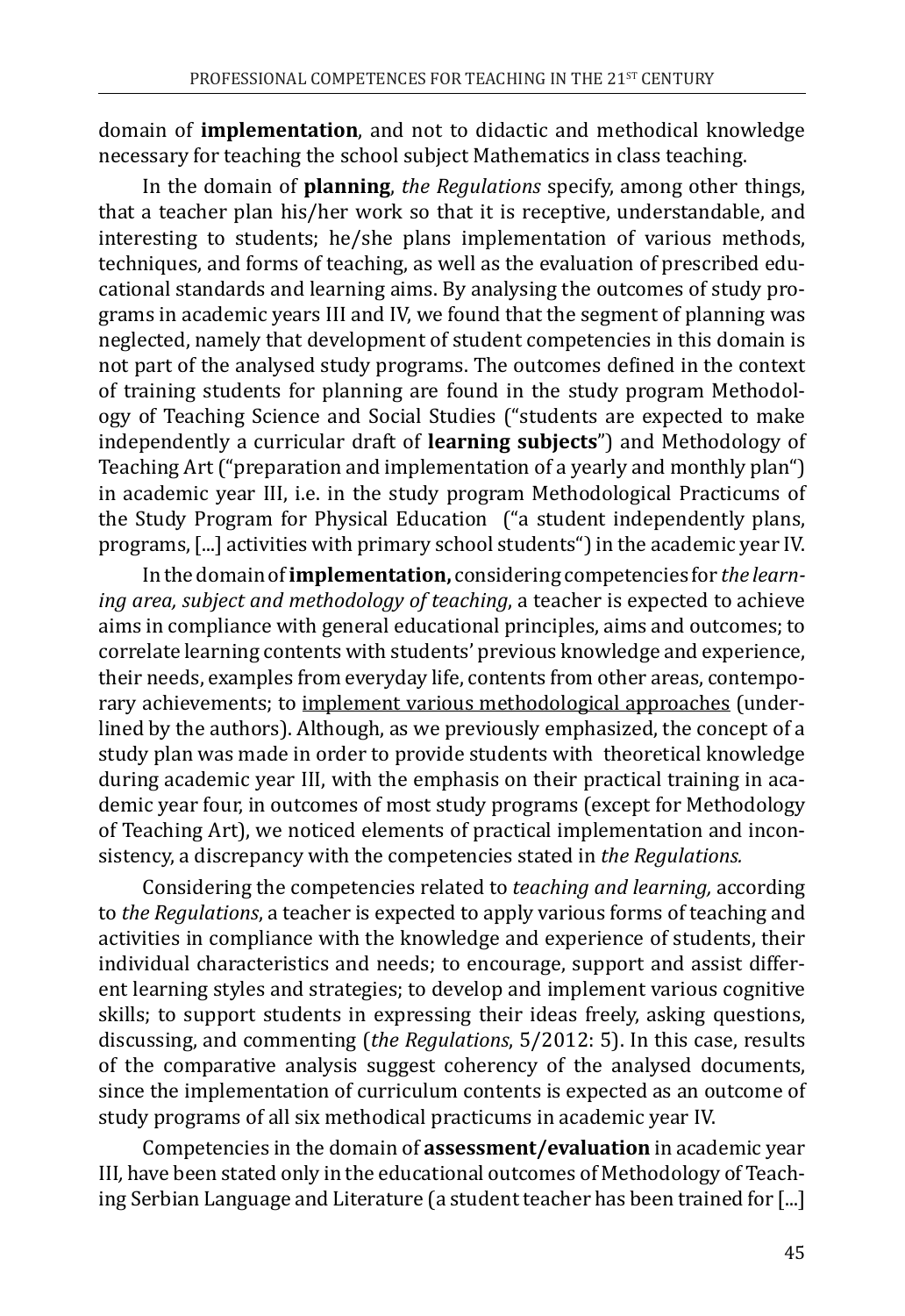domain of **implementation**, and not to didactic and methodical knowledge necessary for teaching the school subject Mathematics in class teaching.

In the domain of **planning**, *the Regulations* specify, among other things, that a teacher plan his/her work so that it is receptive, understandable, and interesting to students; he/she plans implementation of various methods, techniques, and forms of teaching, as well as the evaluation of prescribed educational standards and learning aims. By analysing the outcomes of study programs in academic years III and IV, we found that the segment of planning was neglected, namely that development of student competencies in this domain is not part of the analysed study programs. The outcomes defined in the context of training students for planning are found in the study program Methodology of Teaching Science and Social Studies ("students are expected to make independently a curricular draft of **learning subjects**") and Methodology of Teaching Art ("preparation and implementation of a yearly and monthly plan") in academic year III, i.e. in the study program Methodological Practicums of the Study Program for Physical Education ("a student independently plans, programs, [...] activities with primary school students") in the academic year IV.

In the domain of **implementation,** considering competencies for *the learning area, subject and methodology of teaching*, a teacher is expected to achieve aims in compliance with general educational principles, aims and outcomes; to correlate learning contents with students' previous knowledge and experience, their needs, examples from everyday life, contents from other areas, contemporary achievements; to <u>implement various methodological approaches</u> (underlined by the authors). Although, as we previously emphasized, the concept of a study plan was made in order to provide students with theoretical knowledge during academic year III, with the emphasis on their practical training in academic year four, in outcomes of most study programs (except for Methodology of Teaching Art), we noticed elements of practical implementation and inconsistency, a discrepancy with the competencies stated in *the Regulations.*

Considering the competencies related to *teaching and learning,* according to *the Regulations*, a teacher is expected to apply various forms of teaching and activities in compliance with the knowledge and experience of students, their individual characteristics and needs; to encourage, support and assist different learning styles and strategies; to develop and implement various cognitive skills; to support students in expressing their ideas freely, asking questions, discussing, and commenting (*the Regulations*, 5/2012: 5). In this case, results of the comparative analysis suggest coherency of the analysed documents, since the implementation of curriculum contents is expected as an outcome of study programs of all six methodical practicums in academic year IV.

Competencies in the domain of **assessment/evaluation** in academic year III, have been stated only in the educational outcomes of Methodology of Teaching Serbian Language and Literature (a student teacher has been trained for [...]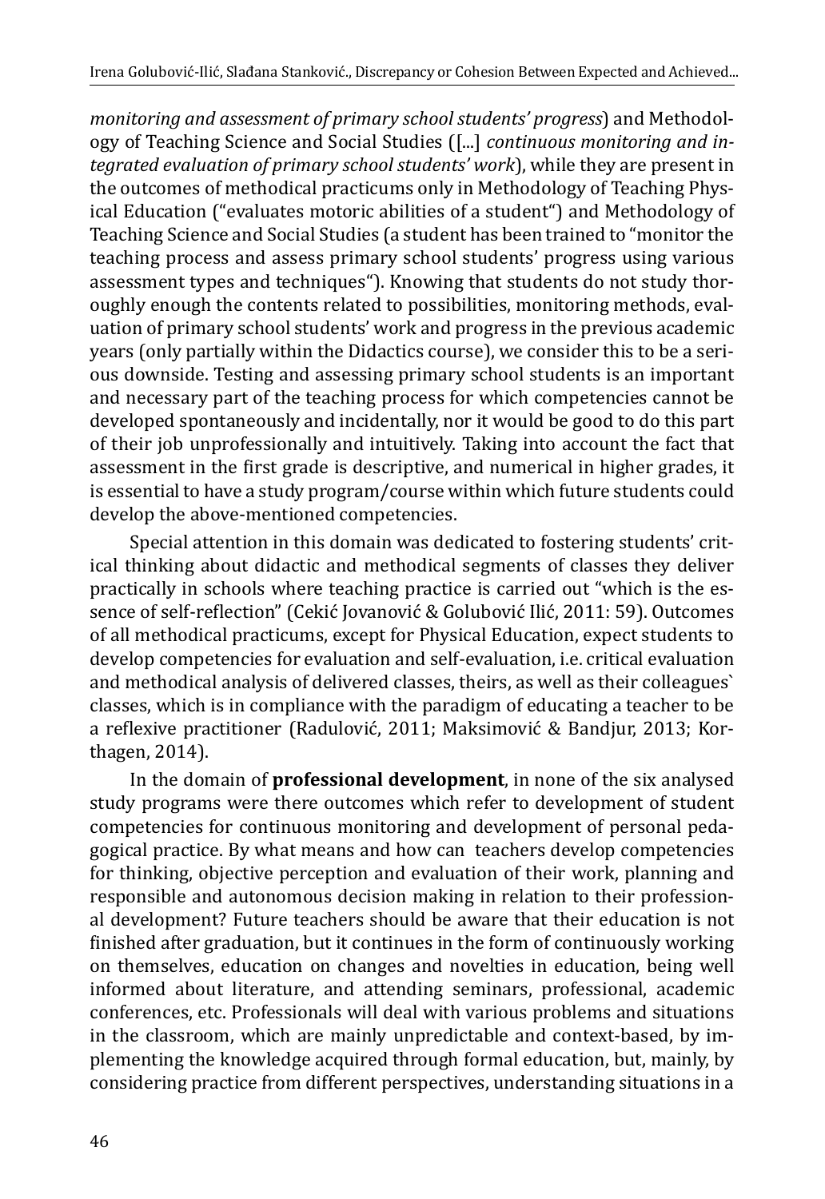*monitoring and assessment of primary school students' progress*) and Methodology of Teaching Science and Social Studies ([...] *continuous monitoring and integrated evaluation of primary school students' work*), while they are present in the outcomes of methodical practicums only in Methodology of Teaching Physical Education ("evaluates motoric abilities of a student") and Methodology of Teaching Science and Social Studies (a student has been trained to "monitor the teaching process and assess primary school students' progress using various assessment types and techniques"). Knowing that students do not study thoroughly enough the contents related to possibilities, monitoring methods, evaluation of primary school students' work and progress in the previous academic years (only partially within the Didactics course), we consider this to be a serious downside. Testing and assessing primary school students is an important and necessary part of the teaching process for which competencies cannot be developed spontaneously and incidentally, nor it would be good to do this part of their job unprofessionally and intuitively. Taking into account the fact that assessment in the first grade is descriptive, and numerical in higher grades, it is essential to have a study program/course within which future students could develop the above-mentioned competencies.

Special attention in this domain was dedicated to fostering students' critical thinking about didactic and methodical segments of classes they deliver practically in schools where teaching practice is carried out "which is the essence of self-reflection" (Cekić Jovanović & Golubović Ilić, 2011: 59). Outcomes of all methodical practicums, except for Physical Education, expect students to develop competencies for evaluation and self-evaluation, i.e. critical evaluation and methodical analysis of delivered classes, theirs, as well as their colleagues` classes, which is in compliance with the paradigm of educating a teacher to be a reflexive practitioner (Radulović, 2011; Maksimović & Bandjur, 2013; Korthagen, 2014).

In the domain of **professional development**, in none of the six analysed study programs were there outcomes which refer to development of student competencies for continuous monitoring and development of personal pedagogical practice. By what means and how can teachers develop competencies for thinking, objective perception and evaluation of their work, planning and responsible and autonomous decision making in relation to their professional development? Future teachers should be aware that their education is not finished after graduation, but it continues in the form of continuously working on themselves, education on changes and novelties in education, being well informed about literature, and attending seminars, professional, academic conferences, etc. Professionals will deal with various problems and situations in the classroom, which are mainly unpredictable and context-based, by implementing the knowledge acquired through formal education, but, mainly, by considering practice from different perspectives, understanding situations in a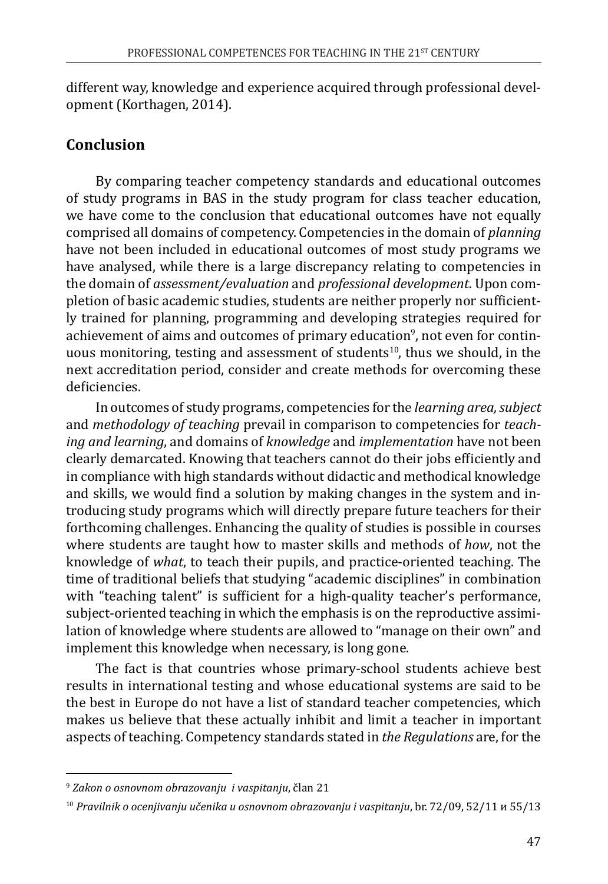different way, knowledge and experience acquired through professional development (Korthagen, 2014).

## Conclusion

By comparing teacher competency standards and educational outcomes of study programs in BAS in the study program for class teacher education, we have come to the conclusion that educational outcomes have not equally comprised all domains of competency. Competencies in the domain of *planning* have not been included in educational outcomes of most study programs we have analysed, while there is a large discrepancy relating to competencies in the domain of *assessment/evaluation* and *professional development*. Upon completion of basic academic studies, students are neither properly nor sufficiently trained for planning, programming and developing strategies required for achievement of aims and outcomes of primary education[9], not even for continuous monitoring, testing and assessment of students[10], thus we should, in the next accreditation period, consider and create methods for overcoming these deficiencies.

In outcomes of study programs, competencies for the *learning area, subject* and *methodology of teaching* prevail in comparison to competencies for *teaching and learning*, and domains of *knowledge* and *implementation* have not been clearly demarcated. Knowing that teachers cannot do their jobs efficiently and in compliance with high standards without didactic and methodical knowledge and skills, we would find a solution by making changes in the system and introducing study programs which will directly prepare future teachers for their forthcoming challenges. Enhancing the quality of studies is possible in courses where students are taught how to master skills and methods of *how*, not the knowledge of *what*, to teach their pupils, and practice-oriented teaching. The time of traditional beliefs that studying "academic disciplines" in combination with "teaching talent" is sufficient for a high-quality teacher's performance, subject-oriented teaching in which the emphasis is on the reproductive assimilation of knowledge where students are allowed to "manage on their own" and implement this knowledge when necessary, is long gone.

The fact is that countries whose primary-school students achieve best results in international testing and whose educational systems are said to be the best in Europe do not have a list of standard teacher competencies, which makes us believe that these actually inhibit and limit a teacher in important aspects of teaching. Competency standards stated in *the Regulations* are, for the

---

[9] *Zakon o osnovnom obrazovanju i vaspitanju*, član 21

[10] *Pravilnik o ocenjivanju učenika u osnovnom obrazovanju i vaspitanju*, br. 72/09, 52/11 и 55/13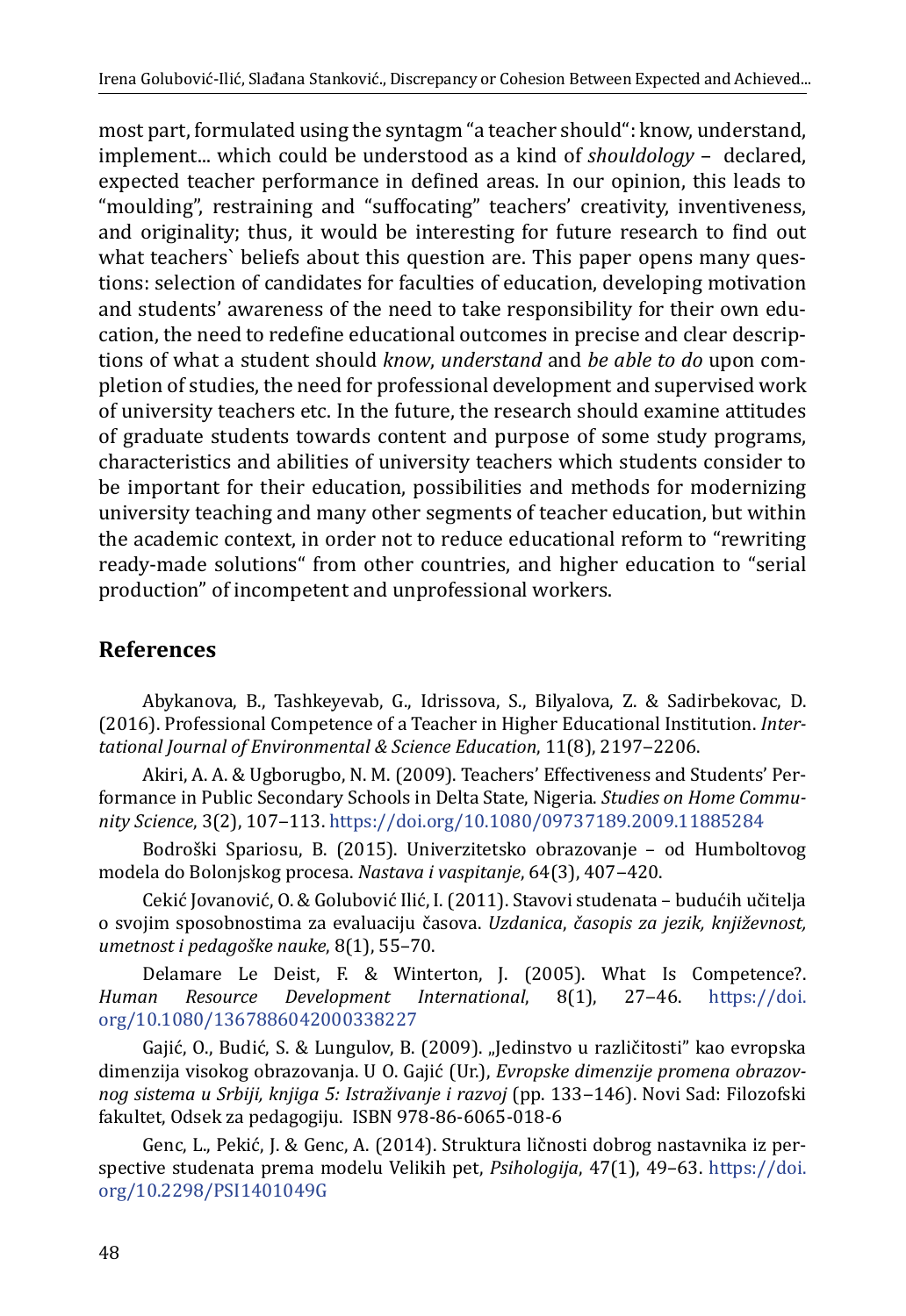most part, formulated using the syntagm "a teacher should": know, understand, implement... which could be understood as a kind of *shouldology* – declared, expected teacher performance in defined areas. In our opinion, this leads to "moulding", restraining and "suffocating" teachers' creativity, inventiveness, and originality; thus, it would be interesting for future research to find out what teachers` beliefs about this question are. This paper opens many questions: selection of candidates for faculties of education, developing motivation and students' awareness of the need to take responsibility for their own education, the need to redefine educational outcomes in precise and clear descriptions of what a student should *know*, *understand* and *be able to do* upon completion of studies, the need for professional development and supervised work of university teachers etc. In the future, the research should examine attitudes of graduate students towards content and purpose of some study programs, characteristics and abilities of university teachers which students consider to be important for their education, possibilities and methods for modernizing university teaching and many other segments of teacher education, but within the academic context, in order not to reduce educational reform to "rewriting ready-made solutions" from other countries, and higher education to "serial production" of incompetent and unprofessional workers.

## References

Abykanova, B., Tashkeyevab, G., Idrissova, S., Bilyalova, Z. & Sadirbekovac, D. (2016). Professional Competence of a Teacher in Higher Educational Institution. *Intertational Journal of Environmental & Science Education*, 11(8), 2197–2206.

Akiri, A. A. & Ugborugbo, N. M. (2009). Teachers' Effectiveness and Students' Performance in Public Secondary Schools in Delta State, Nigeria. *Studies on Home Community Science*, 3(2), 107–113. https://doi.org/10.1080/09737189.2009.11885284

Bodroški Spariosu, B. (2015). Univerzitetsko obrazovanje – od Humboltovog modela do Bolonjskog procesa. *Nastava i vaspitanje*, 64(3), 407–420.

Cekić Jovanović, O. & Golubović Ilić, I. (2011). Stavovi studenata – budućih učitelja o svojim sposobnostima za evaluaciju časova. *Uzdanica*, *časopis za jezik, književnost, umetnost i pedagoške nauke*, 8(1), 55–70.

Delamare Le Deist, F. & Winterton, J. (2005). What Is Competence?. *Human Resource Development International*, 8(1), 27–46. https://doi.org/10.1080/1367886042000338227

Gajić, O., Budić, S. & Lungulov, B. (2009). „Jedinstvo u različitosti" kao evropska dimenzija visokog obrazovanja. U O. Gajić (Ur.), *Evropske dimenzije promena obrazovnog sistema u Srbiji, knjiga 5: Istraživanje i razvoj* (pp. 133–146). Novi Sad: Filozofski fakultet, Odsek za pedagogiju. ISBN 978-86-6065-018-6

Genc, L., Pekić, J. & Genc, A. (2014). Struktura ličnosti dobrog nastavnika iz perspective studenata prema modelu Velikih pet, *Psihologija*, 47(1), 49–63. https://doi.org/10.2298/PSI1401049G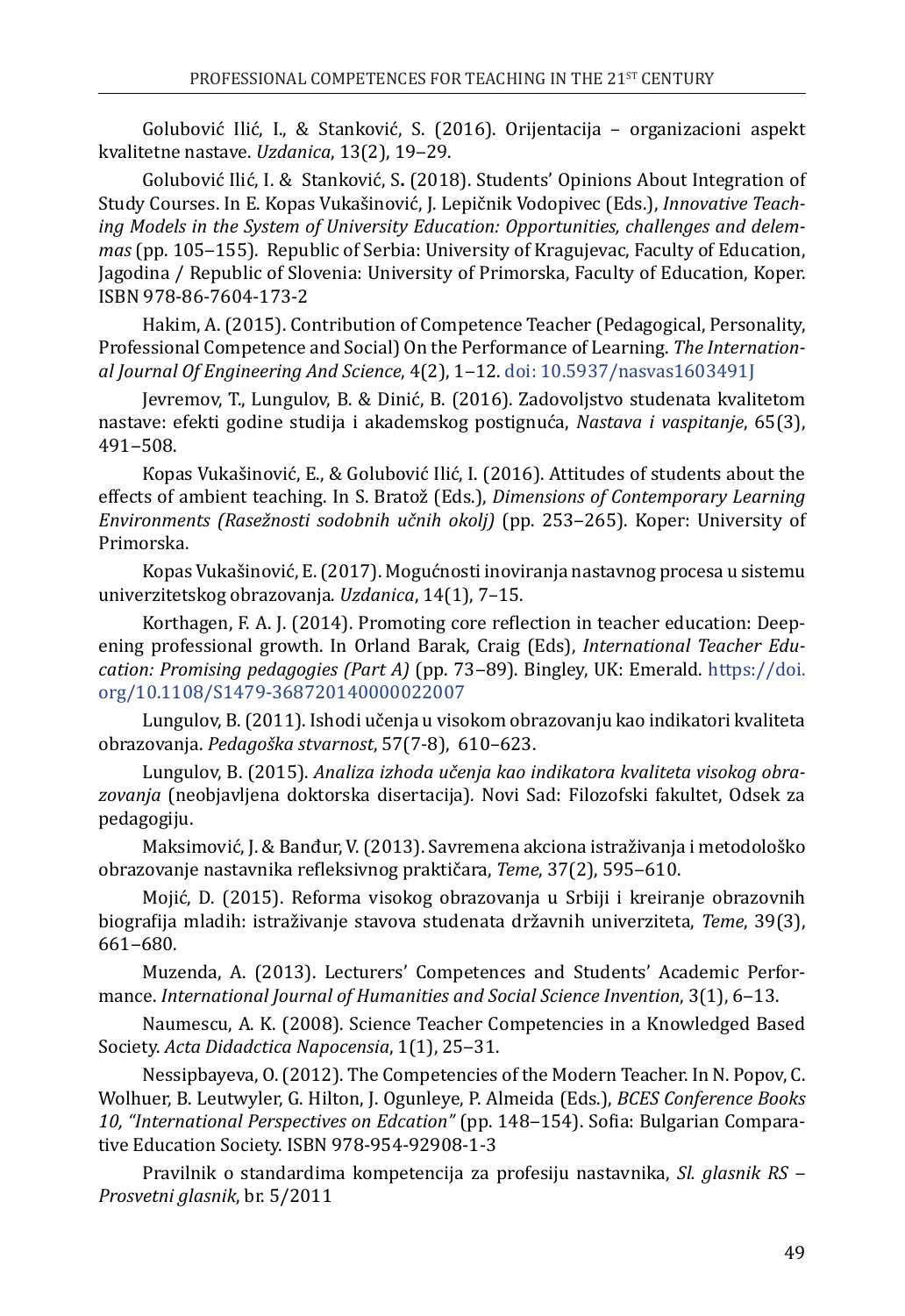Golubović Ilić, I., & Stanković, S. (2016). Orijentacija – organizacioni aspekt kvalitetne nastave. *Uzdanica*, 13(2), 19–29.

Golubović Ilić, I. & Stanković, S**.** (2018). Students' Opinions About Integration of Study Courses. In E. Kopas Vukašinović, J. Lepičnik Vodopivec (Eds.), *Innovative Teaching Models in the System of University Education: Opportunities, challenges and delemmas* (pp. 105–155). Republic of Serbia: University of Kragujevac, Faculty of Education, Jagodina / Republic of Slovenia: University of Primorska, Faculty of Education, Koper. ISBN 978-86-7604-173-2

Hakim, A. (2015). Contribution of Competence Teacher (Pedagogical, Personality, Professional Competence and Social) On the Performance of Learning. *The International Journal Of Engineering And Science*, 4(2), 1–12. doi: 10.5937/nasvas1603491J

Jevremov, T., Lungulov, B. & Dinić, B. (2016). Zadovoljstvo studenata kvalitetom nastave: efekti godine studija i akademskog postignuća, *Nastava i vaspitanje*, 65(3), 491–508.

Kopas Vukašinović, E., & Golubović Ilić, I. (2016). Attitudes of students about the effects of ambient teaching. In S. Bratož (Eds.), *Dimensions of Contemporary Learning Environments (Razsežnosti sodobnih učnih okolj)* (pp. 253–265). Koper: University of Primorska.

Kopas Vukašinović, E. (2017). Mogućnosti inoviranja nastavnog procesa u sistemu univerzitetskog obrazovanja. *Uzdanica*, 14(1), 7–15.

Korthagen, F. A. J. (2014). Promoting core reflection in teacher education: Deepening professional growth. In Orland Barak, Craig (Eds), *International Teacher Education: Promising pedagogies (Part A)* (pp. 73–89). Bingley, UK: Emerald. https://doi.org/10.1108/S1479-368720140000022007

Lungulov, B. (2011). Ishodi učenja u visokom obrazovanju kao indikatori kvaliteta obrazovanja. *Pedagoška stvarnost*, 57(7-8), 610–623.

Lungulov, B. (2015). *Analiza izhoda učenja kao indikatora kvaliteta visokog obrazovanja* (neobjavljena doktorska disertacija). Novi Sad: Filozofski fakultet, Odsek za pedagogiju.

Maksimović, J. & Banđur, V. (2013). Savremena akciona istraživanja i metodološko obrazovanje nastavnika refleksivnog praktičara, *Teme*, 37(2), 595–610.

Mojić, D. (2015). Reforma visokog obrazovanja u Srbiji i kreiranje obrazovnih biografija mladih: istraživanje stavova studenata državnih univerziteta, *Teme*, 39(3), 661–680.

Muzenda, A. (2013). Lecturers' Competences and Students' Academic Performance. *International Journal of Humanities and Social Science Invention*, 3(1), 6–13.

Naumescu, A. K. (2008). Science Teacher Competencies in a Knowledged Based Society. *Acta Didadctica Napocensia*, 1(1), 25–31.

Nessipbayeva, O. (2012). The Competencies of the Modern Teacher. In N. Popov, C. Wolhuer, B. Leutwyler, G. Hilton, J. Ogunleye, P. Almeida (Eds.), *BCES Conference Books 10, "International Perspectives on Edcation"* (pp. 148–154). Sofia: Bulgarian Comparative Education Society. ISBN 978-954-92908-1-3

Pravilnik o standardima kompetencija za profesiju nastavnika, *Sl. glasnik RS – Prosvetni glasnik*, br. 5/2011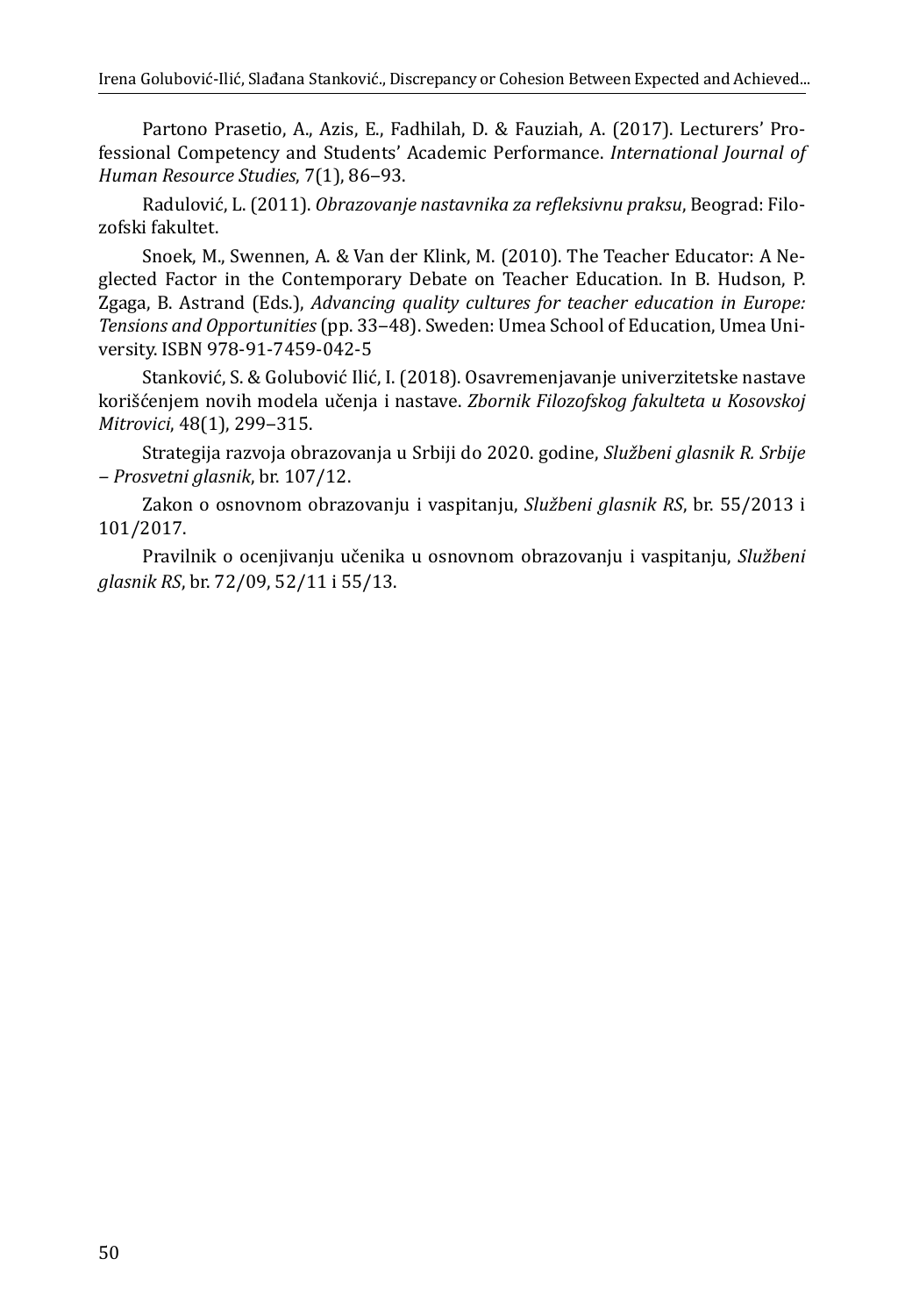Partono Prasetio, A., Azis, E., Fadhilah, D. & Fauziah, A. (2017). Lecturers' Professional Competency and Students' Academic Performance. *International Journal of Human Resource Studies*, 7(1), 86–93.

Radulović, L. (2011). *Obrazovanje nastavnika za refleksivnu praksu*, Beograd: Filozofski fakultet.

Snoek, M., Swennen, A. & Van der Klink, M. (2010). The Teacher Educator: A Neglected Factor in the Contemporary Debate on Teacher Education. In B. Hudson, P. Zgaga, B. Astrand (Eds.), *Advancing quality cultures for teacher education in Europe: Tensions and Opportunities* (pp. 33–48). Sweden: Umea School of Education, Umea University. ISBN 978-91-7459-042-5

Stanković, S. & Golubović Ilić, I. (2018). Osavremenjavanje univerzitetske nastave korišćenjem novih modela učenja i nastave. *Zbornik Filozofskog fakulteta u Kosovskoj Mitrovici*, 48(1), 299–315.

Strategija razvoja obrazovanja u Srbiji do 2020. godine, *Službeni glasnik R. Srbije – Prosvetni glasnik*, br. 107/12.

Zakon o osnovnom obrazovanju i vaspitanju, *Službeni glasnik RS*, br. 55/2013 i 101/2017.

Pravilnik o ocenjivanju učenika u osnovnom obrazovanju i vaspitanju, *Službeni glasnik RS*, br. 72/09, 52/11 i 55/13.